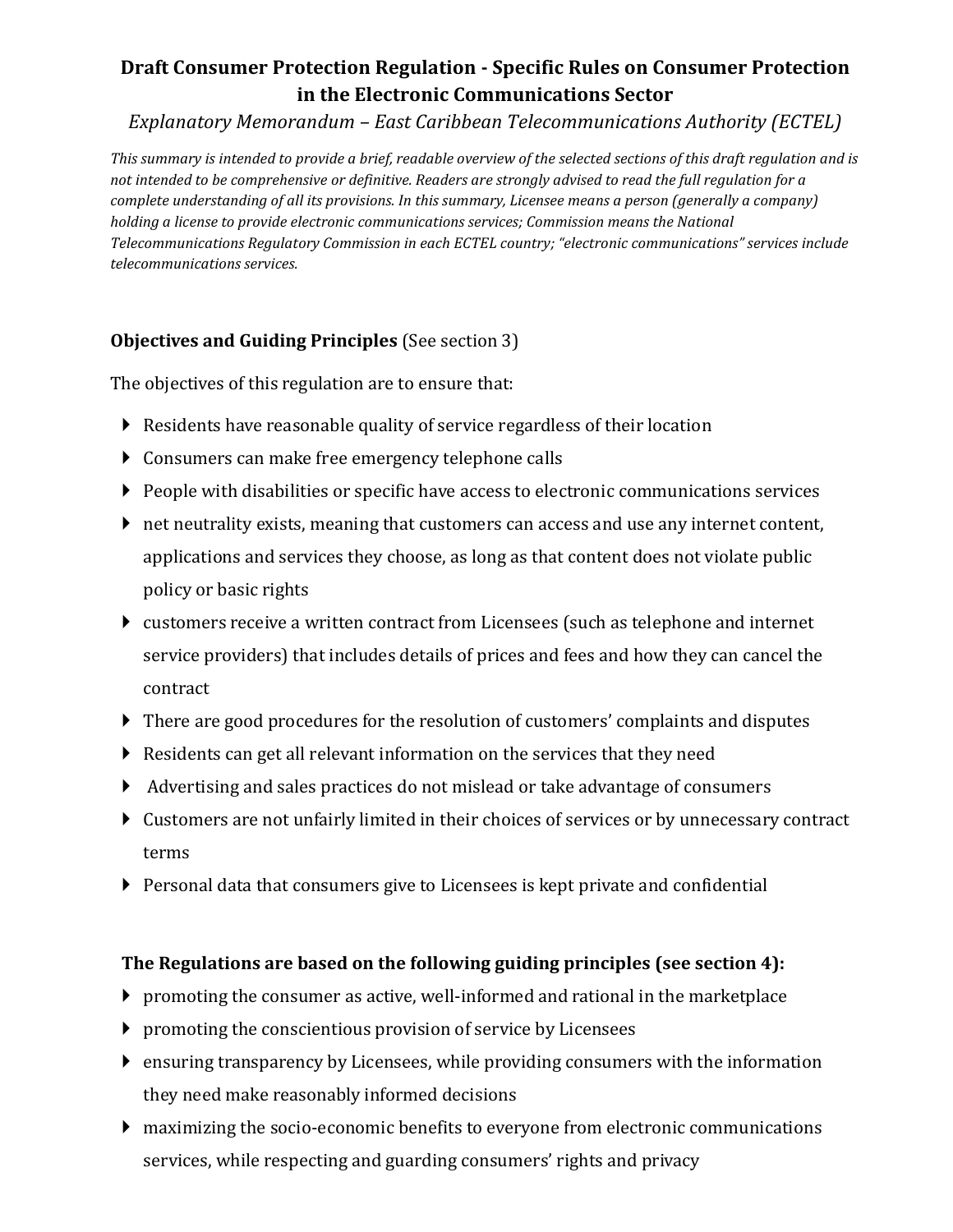# Draft Consumer Protection Regulation - Specific Rules on Consumer Protection in the Electronic Communications Sector

*Explanatory Memorandum – East Caribbean Telecommunications Authority (ECTEL)*

*This summary is intended to provide a brief, readable overview of the selected sections of this draft regulation and is not intended to be comprehensive or definitive. Readers are strongly advised to read the full regulation for a complete understanding of all its provisions. In this summary, Licensee means a person (generally a company) holding a license to provide electronic communications services; Commission means the National Telecommunications Regulatory Commission in each ECTEL country; "electronic communications" services include telecommunications services.*

**Objectives and Guiding Principles** (See section 3)

The objectives of this regulation are to ensure that:

- Residents have reasonable quality of service regardless of their location
- Consumers can make free emergency telephone calls
- People with disabilities or specific have access to electronic communications services
- net neutrality exists, meaning that customers can access and use any internet content, applications and services they choose, as long as that content does not violate public policy or basic rights
- customers receive a written contract from Licensees (such as telephone and internet service providers) that includes details of prices and fees and how they can cancel the contract
- There are good procedures for the resolution of customers' complaints and disputes
- Residents can get all relevant information on the services that they need
- Advertising and sales practices do not mislead or take advantage of consumers
- Customers are not unfairly limited in their choices of services or by unnecessary contract terms
- Personal data that consumers give to Licensees is kept private and confidential

**The Regulations are based on the following guiding principles (see section 4):**

- promoting the consumer as active, well-informed and rational in the marketplace
- promoting the conscientious provision of service by Licensees
- ensuring transparency by Licensees, while providing consumers with the information they need make reasonably informed decisions
- maximizing the socio-economic benefits to everyone from electronic communications services, while respecting and guarding consumers' rights and privacy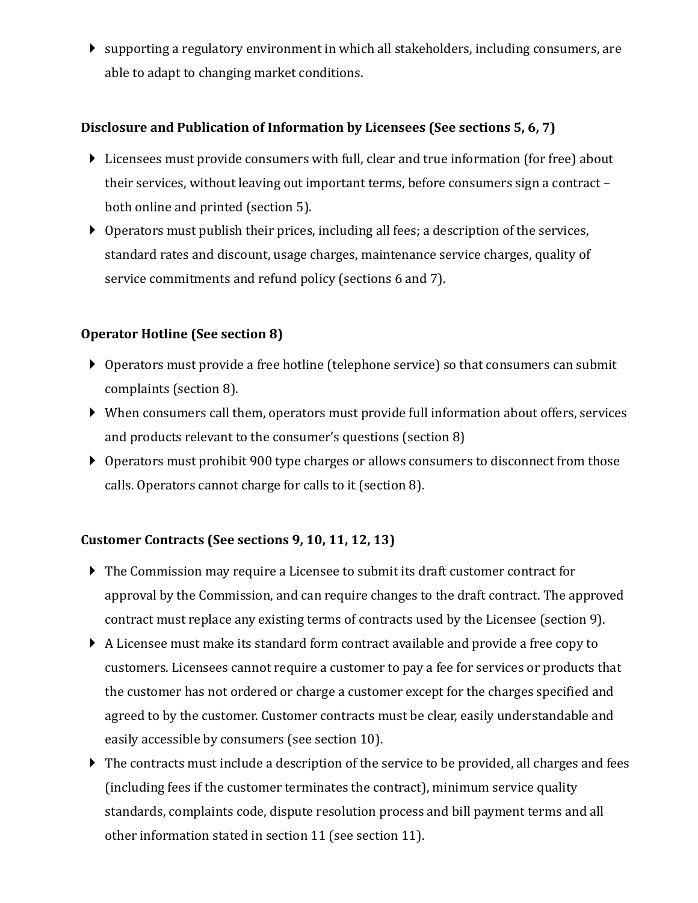- supporting a regulatory environment in which all stakeholders, including consumers, are able to adapt to changing market conditions.

**Disclosure and Publication of Information by Licensees (See sections 5, 6, 7)**

- Licensees must provide consumers with full, clear and true information (for free) about their services, without leaving out important terms, before consumers sign a contract – both online and printed (section 5).
- Operators must publish their prices, including all fees; a description of the services, standard rates and discount, usage charges, maintenance service charges, quality of service commitments and refund policy (sections 6 and 7).

**Operator Hotline (See section 8)**

- Operators must provide a free hotline (telephone service) so that consumers can submit complaints (section 8).
- When consumers call them, operators must provide full information about offers, services and products relevant to the consumer's questions (section 8)
- Operators must prohibit 900 type charges or allows consumers to disconnect from those calls. Operators cannot charge for calls to it (section 8).

**Customer Contracts (See sections 9, 10, 11, 12, 13)**

- The Commission may require a Licensee to submit its draft customer contract for approval by the Commission, and can require changes to the draft contract. The approved contract must replace any existing terms of contracts used by the Licensee (section 9).
- A Licensee must make its standard form contract available and provide a free copy to customers. Licensees cannot require a customer to pay a fee for services or products that the customer has not ordered or charge a customer except for the charges specified and agreed to by the customer. Customer contracts must be clear, easily understandable and easily accessible by consumers (see section 10).
- The contracts must include a description of the service to be provided, all charges and fees (including fees if the customer terminates the contract), minimum service quality standards, complaints code, dispute resolution process and bill payment terms and all other information stated in section 11 (see section 11).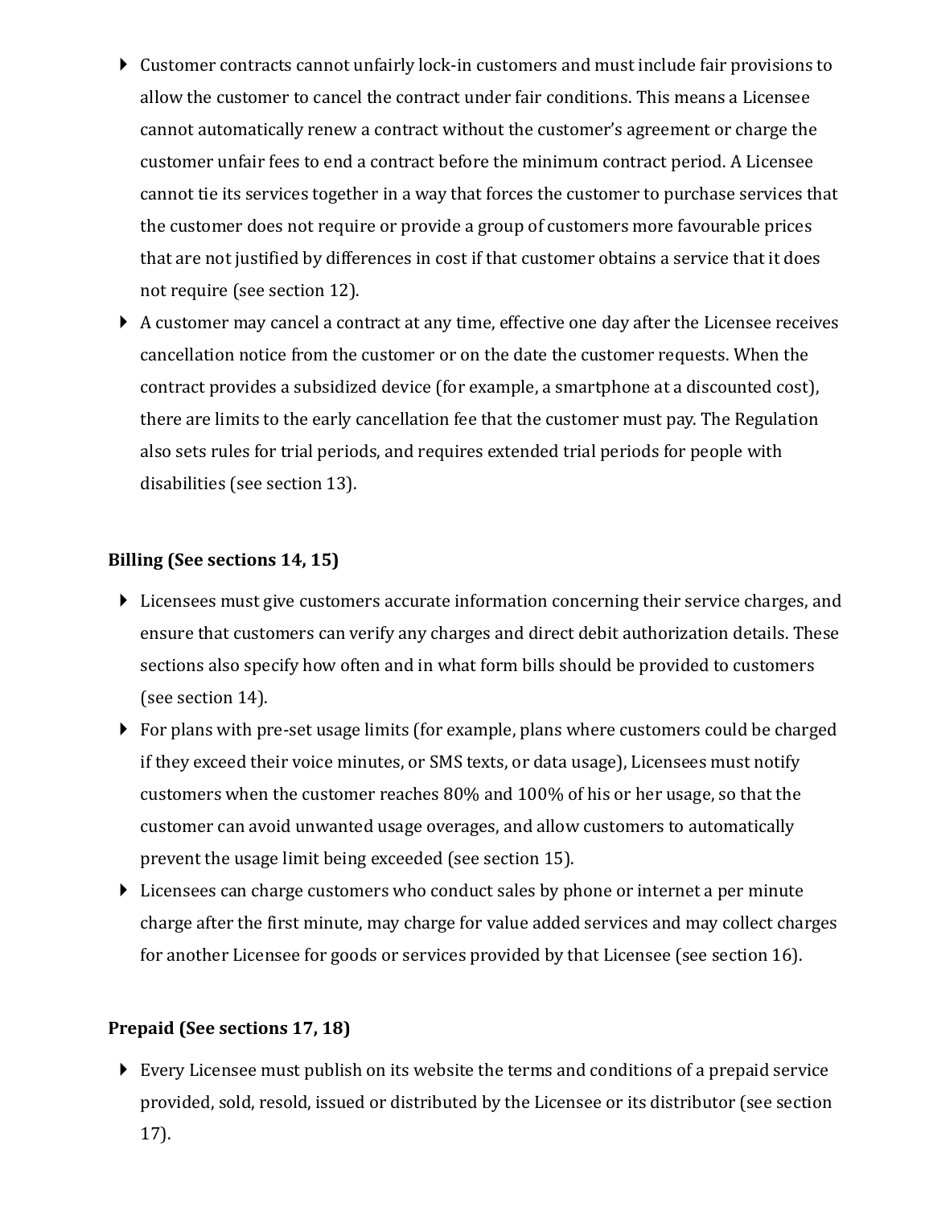- Customer contracts cannot unfairly lock-in customers and must include fair provisions to allow the customer to cancel the contract under fair conditions. This means a Licensee cannot automatically renew a contract without the customer's agreement or charge the customer unfair fees to end a contract before the minimum contract period. A Licensee cannot tie its services together in a way that forces the customer to purchase services that the customer does not require or provide a group of customers more favourable prices that are not justified by differences in cost if that customer obtains a service that it does not require (see section 12).
- A customer may cancel a contract at any time, effective one day after the Licensee receives cancellation notice from the customer or on the date the customer requests. When the contract provides a subsidized device (for example, a smartphone at a discounted cost), there are limits to the early cancellation fee that the customer must pay. The Regulation also sets rules for trial periods, and requires extended trial periods for people with disabilities (see section 13).

**Billing (See sections 14, 15)**

- Licensees must give customers accurate information concerning their service charges, and ensure that customers can verify any charges and direct debit authorization details. These sections also specify how often and in what form bills should be provided to customers (see section 14).
- For plans with pre-set usage limits (for example, plans where customers could be charged if they exceed their voice minutes, or SMS texts, or data usage), Licensees must notify customers when the customer reaches 80% and 100% of his or her usage, so that the customer can avoid unwanted usage overages, and allow customers to automatically prevent the usage limit being exceeded (see section 15).
- Licensees can charge customers who conduct sales by phone or internet a per minute charge after the first minute, may charge for value added services and may collect charges for another Licensee for goods or services provided by that Licensee (see section 16).

**Prepaid (See sections 17, 18)**

- Every Licensee must publish on its website the terms and conditions of a prepaid service provided, sold, resold, issued or distributed by the Licensee or its distributor (see section 17).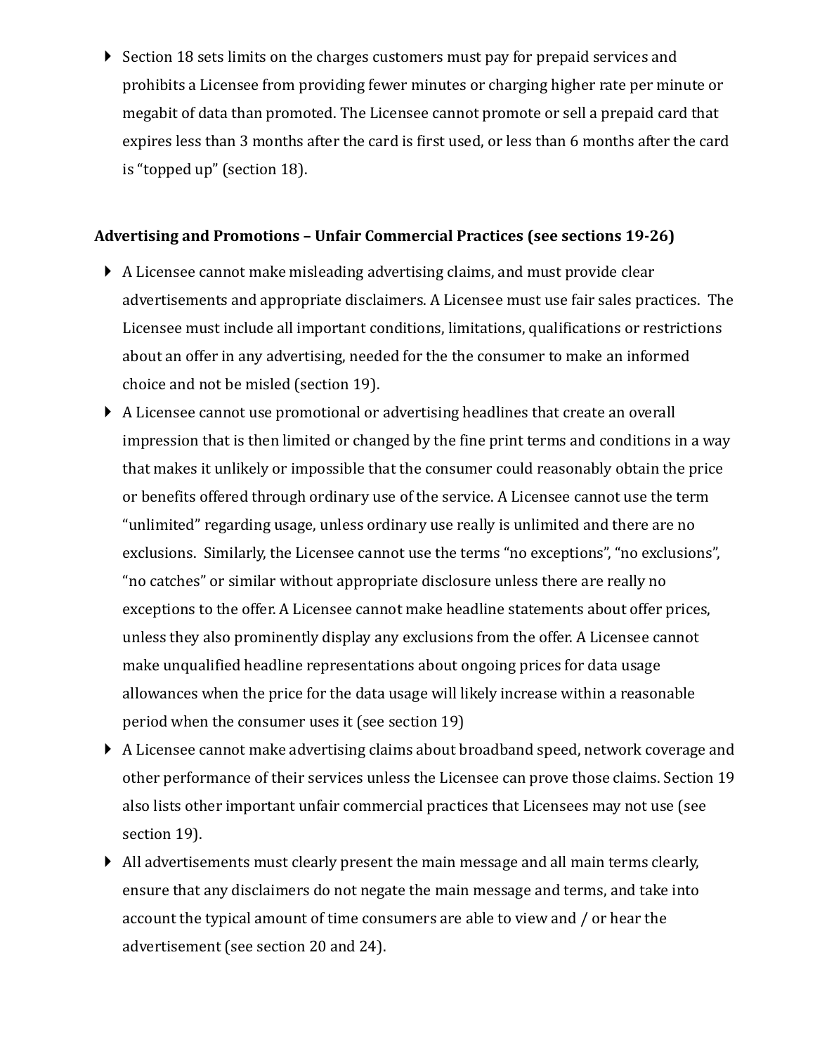- Section 18 sets limits on the charges customers must pay for prepaid services and prohibits a Licensee from providing fewer minutes or charging higher rate per minute or megabit of data than promoted. The Licensee cannot promote or sell a prepaid card that expires less than 3 months after the card is first used, or less than 6 months after the card is "topped up" (section 18).

**Advertising and Promotions – Unfair Commercial Practices (see sections 19-26)**

- A Licensee cannot make misleading advertising claims, and must provide clear advertisements and appropriate disclaimers. A Licensee must use fair sales practices. The Licensee must include all important conditions, limitations, qualifications or restrictions about an offer in any advertising, needed for the the consumer to make an informed choice and not be misled (section 19).
- A Licensee cannot use promotional or advertising headlines that create an overall impression that is then limited or changed by the fine print terms and conditions in a way that makes it unlikely or impossible that the consumer could reasonably obtain the price or benefits offered through ordinary use of the service. A Licensee cannot use the term "unlimited" regarding usage, unless ordinary use really is unlimited and there are no exclusions. Similarly, the Licensee cannot use the terms "no exceptions", "no exclusions", "no catches" or similar without appropriate disclosure unless there are really no exceptions to the offer. A Licensee cannot make headline statements about offer prices, unless they also prominently display any exclusions from the offer. A Licensee cannot make unqualified headline representations about ongoing prices for data usage allowances when the price for the data usage will likely increase within a reasonable period when the consumer uses it (see section 19)
- A Licensee cannot make advertising claims about broadband speed, network coverage and other performance of their services unless the Licensee can prove those claims. Section 19 also lists other important unfair commercial practices that Licensees may not use (see section 19).
- All advertisements must clearly present the main message and all main terms clearly, ensure that any disclaimers do not negate the main message and terms, and take into account the typical amount of time consumers are able to view and / or hear the advertisement (see section 20 and 24).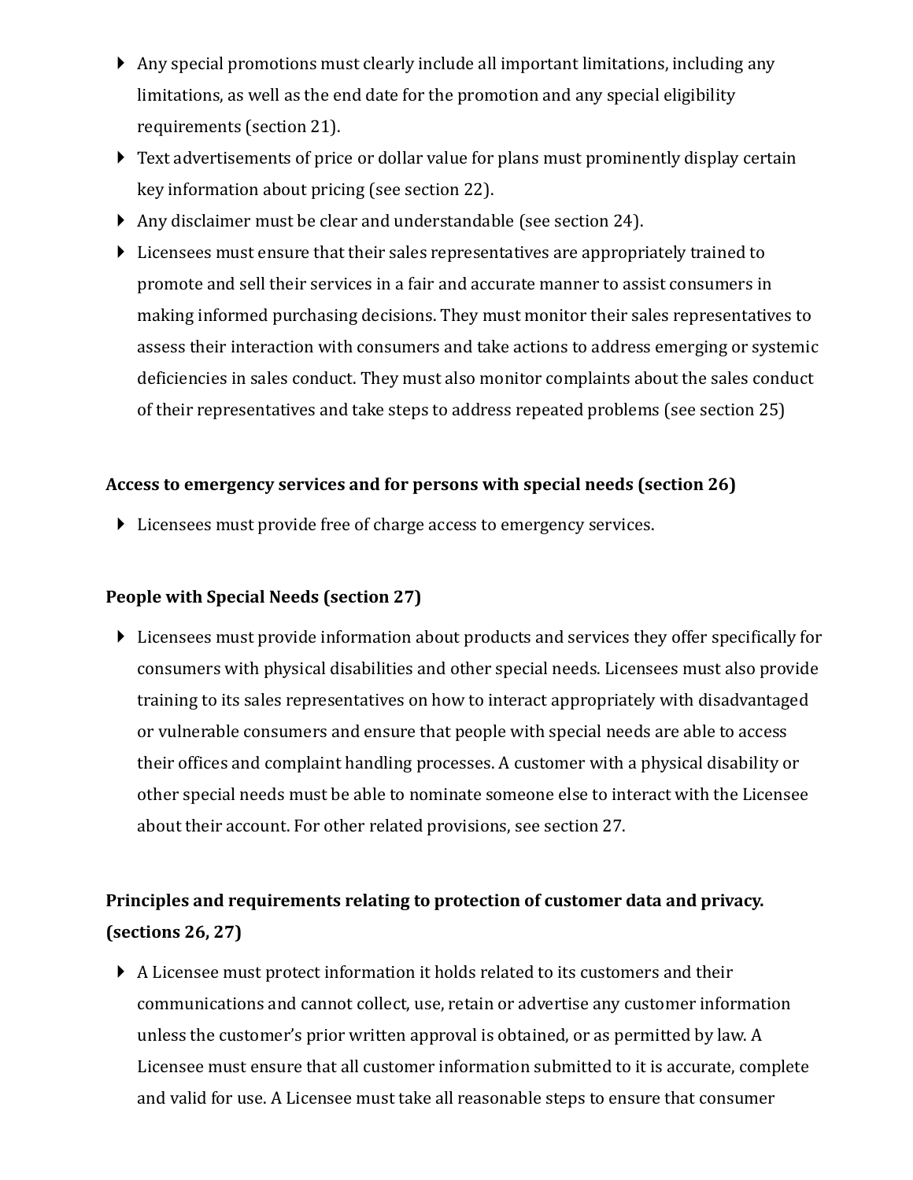- Any special promotions must clearly include all important limitations, including any limitations, as well as the end date for the promotion and any special eligibility requirements (section 21).
- Text advertisements of price or dollar value for plans must prominently display certain key information about pricing (see section 22).
- Any disclaimer must be clear and understandable (see section 24).
- Licensees must ensure that their sales representatives are appropriately trained to promote and sell their services in a fair and accurate manner to assist consumers in making informed purchasing decisions. They must monitor their sales representatives to assess their interaction with consumers and take actions to address emerging or systemic deficiencies in sales conduct. They must also monitor complaints about the sales conduct of their representatives and take steps to address repeated problems (see section 25)

**Access to emergency services and for persons with special needs (section 26)**

- Licensees must provide free of charge access to emergency services.

**People with Special Needs (section 27)**

- Licensees must provide information about products and services they offer specifically for consumers with physical disabilities and other special needs. Licensees must also provide training to its sales representatives on how to interact appropriately with disadvantaged or vulnerable consumers and ensure that people with special needs are able to access their offices and complaint handling processes. A customer with a physical disability or other special needs must be able to nominate someone else to interact with the Licensee about their account. For other related provisions, see section 27.

**Principles and requirements relating to protection of customer data and privacy. (sections 26, 27)**

- A Licensee must protect information it holds related to its customers and their communications and cannot collect, use, retain or advertise any customer information unless the customer's prior written approval is obtained, or as permitted by law. A Licensee must ensure that all customer information submitted to it is accurate, complete and valid for use. A Licensee must take all reasonable steps to ensure that consumer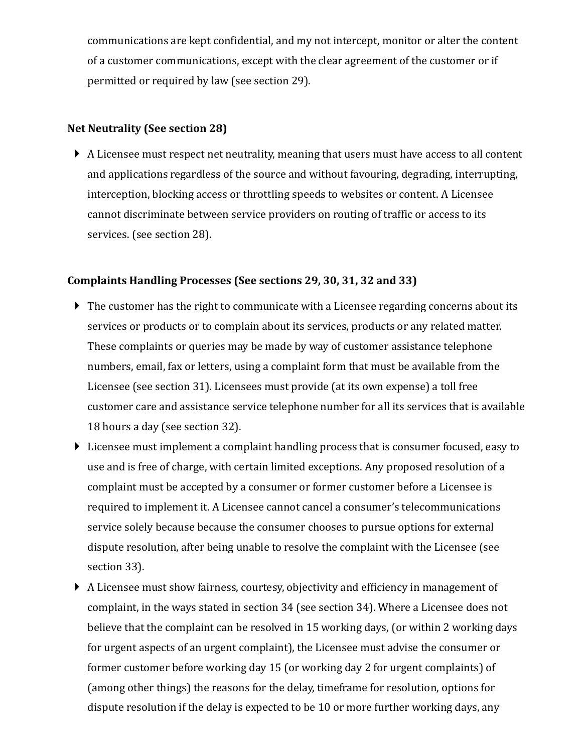communications are kept confidential, and my not intercept, monitor or alter the content of a customer communications, except with the clear agreement of the customer or if permitted or required by law (see section 29).

**Net Neutrality (See section 28)**

- A Licensee must respect net neutrality, meaning that users must have access to all content and applications regardless of the source and without favouring, degrading, interrupting, interception, blocking access or throttling speeds to websites or content. A Licensee cannot discriminate between service providers on routing of traffic or access to its services. (see section 28).

**Complaints Handling Processes (See sections 29, 30, 31, 32 and 33)**

- The customer has the right to communicate with a Licensee regarding concerns about its services or products or to complain about its services, products or any related matter. These complaints or queries may be made by way of customer assistance telephone numbers, email, fax or letters, using a complaint form that must be available from the Licensee (see section 31). Licensees must provide (at its own expense) a toll free customer care and assistance service telephone number for all its services that is available 18 hours a day (see section 32).
- Licensee must implement a complaint handling process that is consumer focused, easy to use and is free of charge, with certain limited exceptions. Any proposed resolution of a complaint must be accepted by a consumer or former customer before a Licensee is required to implement it. A Licensee cannot cancel a consumer's telecommunications service solely because because the consumer chooses to pursue options for external dispute resolution, after being unable to resolve the complaint with the Licensee (see section 33).
- A Licensee must show fairness, courtesy, objectivity and efficiency in management of complaint, in the ways stated in section 34 (see section 34). Where a Licensee does not believe that the complaint can be resolved in 15 working days, (or within 2 working days for urgent aspects of an urgent complaint), the Licensee must advise the consumer or former customer before working day 15 (or working day 2 for urgent complaints) of (among other things) the reasons for the delay, timeframe for resolution, options for dispute resolution if the delay is expected to be 10 or more further working days, any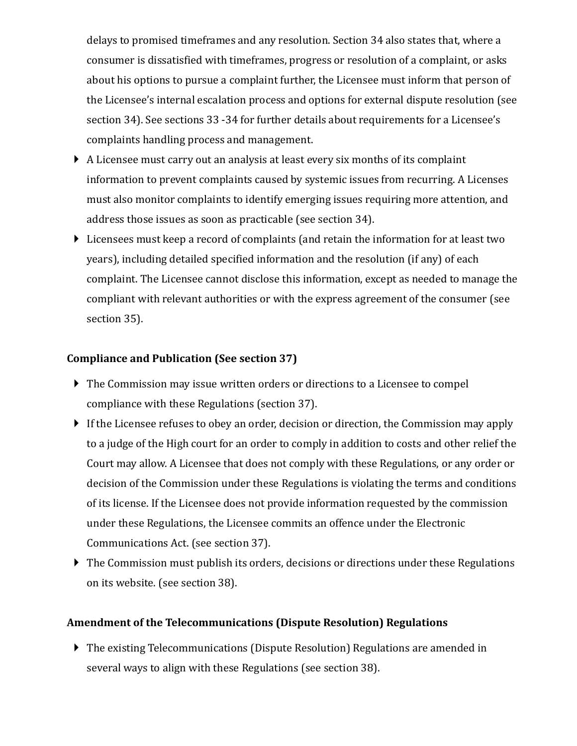delays to promised timeframes and any resolution. Section 34 also states that, where a consumer is dissatisfied with timeframes, progress or resolution of a complaint, or asks about his options to pursue a complaint further, the Licensee must inform that person of the Licensee's internal escalation process and options for external dispute resolution (see section 34). See sections 33 -34 for further details about requirements for a Licensee's complaints handling process and management.

- A Licensee must carry out an analysis at least every six months of its complaint information to prevent complaints caused by systemic issues from recurring. A Licenses must also monitor complaints to identify emerging issues requiring more attention, and address those issues as soon as practicable (see section 34).
- Licensees must keep a record of complaints (and retain the information for at least two years), including detailed specified information and the resolution (if any) of each complaint. The Licensee cannot disclose this information, except as needed to manage the compliant with relevant authorities or with the express agreement of the consumer (see section 35).

**Compliance and Publication (See section 37)**

- The Commission may issue written orders or directions to a Licensee to compel compliance with these Regulations (section 37).
- If the Licensee refuses to obey an order, decision or direction, the Commission may apply to a judge of the High court for an order to comply in addition to costs and other relief the Court may allow. A Licensee that does not comply with these Regulations, or any order or decision of the Commission under these Regulations is violating the terms and conditions of its license. If the Licensee does not provide information requested by the commission under these Regulations, the Licensee commits an offence under the Electronic Communications Act. (see section 37).
- The Commission must publish its orders, decisions or directions under these Regulations on its website. (see section 38).

**Amendment of the Telecommunications (Dispute Resolution) Regulations**

- The existing Telecommunications (Dispute Resolution) Regulations are amended in several ways to align with these Regulations (see section 38).